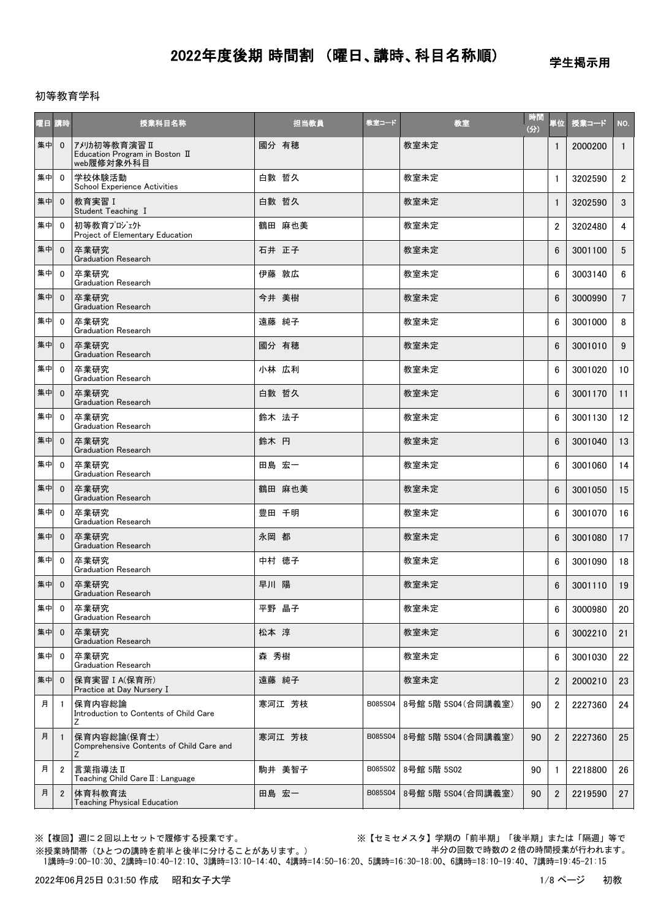# 2022年度後期 時間割 （曜日、講時、科目名称順）

学生掲示用

初等教育学科

| 曜日 | 講時 | 授業科目名称 | 担当教員 | 教室コード | 教室 | 時間(分) | 単位 | 授業コード | NO. |
|---|---|---|---|---|---|---|---|---|---|
| 集中 | 0 | ｱﾒﾘｶ初等教育演習Ⅱ<br>Education Program in Boston Ⅱ<br>web履修対象外科目 | 國分 有穂 | | 教室未定 | | 1 | 2000200 | 1 |
| 集中 | 0 | 学校体験活動<br>School Experience Activities | 白數 哲久 | | 教室未定 | | 1 | 3202590 | 2 |
| 集中 | 0 | 教育実習Ⅰ<br>Student Teaching Ⅰ | 白數 哲久 | | 教室未定 | | 1 | 3202590 | 3 |
| 集中 | 0 | 初等教育ﾌﾟﾛｼﾞｪｸﾄ<br>Project of Elementary Education | 鶴田 麻也美 | | 教室未定 | | 2 | 3202480 | 4 |
| 集中 | 0 | 卒業研究<br>Graduation Research | 石井 正子 | | 教室未定 | | 6 | 3001100 | 5 |
| 集中 | 0 | 卒業研究<br>Graduation Research | 伊藤 敦広 | | 教室未定 | | 6 | 3003140 | 6 |
| 集中 | 0 | 卒業研究<br>Graduation Research | 今井 美樹 | | 教室未定 | | 6 | 3000990 | 7 |
| 集中 | 0 | 卒業研究<br>Graduation Research | 遠藤 純子 | | 教室未定 | | 6 | 3001000 | 8 |
| 集中 | 0 | 卒業研究<br>Graduation Research | 國分 有穂 | | 教室未定 | | 6 | 3001010 | 9 |
| 集中 | 0 | 卒業研究<br>Graduation Research | 小林 広利 | | 教室未定 | | 6 | 3001020 | 10 |
| 集中 | 0 | 卒業研究<br>Graduation Research | 白數 哲久 | | 教室未定 | | 6 | 3001170 | 11 |
| 集中 | 0 | 卒業研究<br>Graduation Research | 鈴木 法子 | | 教室未定 | | 6 | 3001130 | 12 |
| 集中 | 0 | 卒業研究<br>Graduation Research | 鈴木 円 | | 教室未定 | | 6 | 3001040 | 13 |
| 集中 | 0 | 卒業研究<br>Graduation Research | 田島 宏一 | | 教室未定 | | 6 | 3001060 | 14 |
| 集中 | 0 | 卒業研究<br>Graduation Research | 鶴田 麻也美 | | 教室未定 | | 6 | 3001050 | 15 |
| 集中 | 0 | 卒業研究<br>Graduation Research | 豊田 千明 | | 教室未定 | | 6 | 3001070 | 16 |
| 集中 | 0 | 卒業研究<br>Graduation Research | 永岡 都 | | 教室未定 | | 6 | 3001080 | 17 |
| 集中 | 0 | 卒業研究<br>Graduation Research | 中村 徳子 | | 教室未定 | | 6 | 3001090 | 18 |
| 集中 | 0 | 卒業研究<br>Graduation Research | 早川 陽 | | 教室未定 | | 6 | 3001110 | 19 |
| 集中 | 0 | 卒業研究<br>Graduation Research | 平野 晶子 | | 教室未定 | | 6 | 3000980 | 20 |
| 集中 | 0 | 卒業研究<br>Graduation Research | 松本 淳 | | 教室未定 | | 6 | 3002210 | 21 |
| 集中 | 0 | 卒業研究<br>Graduation Research | 森 秀樹 | | 教室未定 | | 6 | 3001030 | 22 |
| 集中 | 0 | 保育実習ⅠA(保育所)<br>Practice at Day Nursery Ⅰ | 遠藤 純子 | | 教室未定 | | 2 | 2000210 | 23 |
| 月 | 1 | 保育内容総論<br>Introduction to Contents of Child Care<br>Z | 寒河江 芳枝 | B085S04 | 8号館 5階 5S04(合同講義室) | 90 | 2 | 2227360 | 24 |
| 月 | 1 | 保育内容総論(保育士)<br>Comprehensive Contents of Child Care and<br>Z | 寒河江 芳枝 | B085S04 | 8号館 5階 5S04(合同講義室) | 90 | 2 | 2227360 | 25 |
| 月 | 2 | 言葉指導法Ⅱ<br>Teaching Child CareⅡ: Language | 駒井 美智子 | B085S02 | 8号館 5階 5S02 | 90 | 1 | 2218800 | 26 |
| 月 | 2 | 体育科教育法<br>Teaching Physical Education | 田島 宏一 | B085S04 | 8号館 5階 5S04(合同講義室) | 90 | 2 | 2219590 | 27 |

※【複回】週に２回以上セットで履修する授業です。

※【セミセメスタ】学期の「前半期」「後半期」または「隔週」等で半分の回数で時数の２倍の時間授業が行われます。

※授業時間帯（ひとつの講時を前半と後半に分けることがあります。）
1講時=9:00-10:30、2講時=10:40-12:10、3講時=13:10-14:40、4講時=14:50-16:20、5講時=16:30-18:00、6講時=18:10-19:40、7講時=19:45-21:15

2022年06月25日 0:31:50 作成　昭和女子大学

初教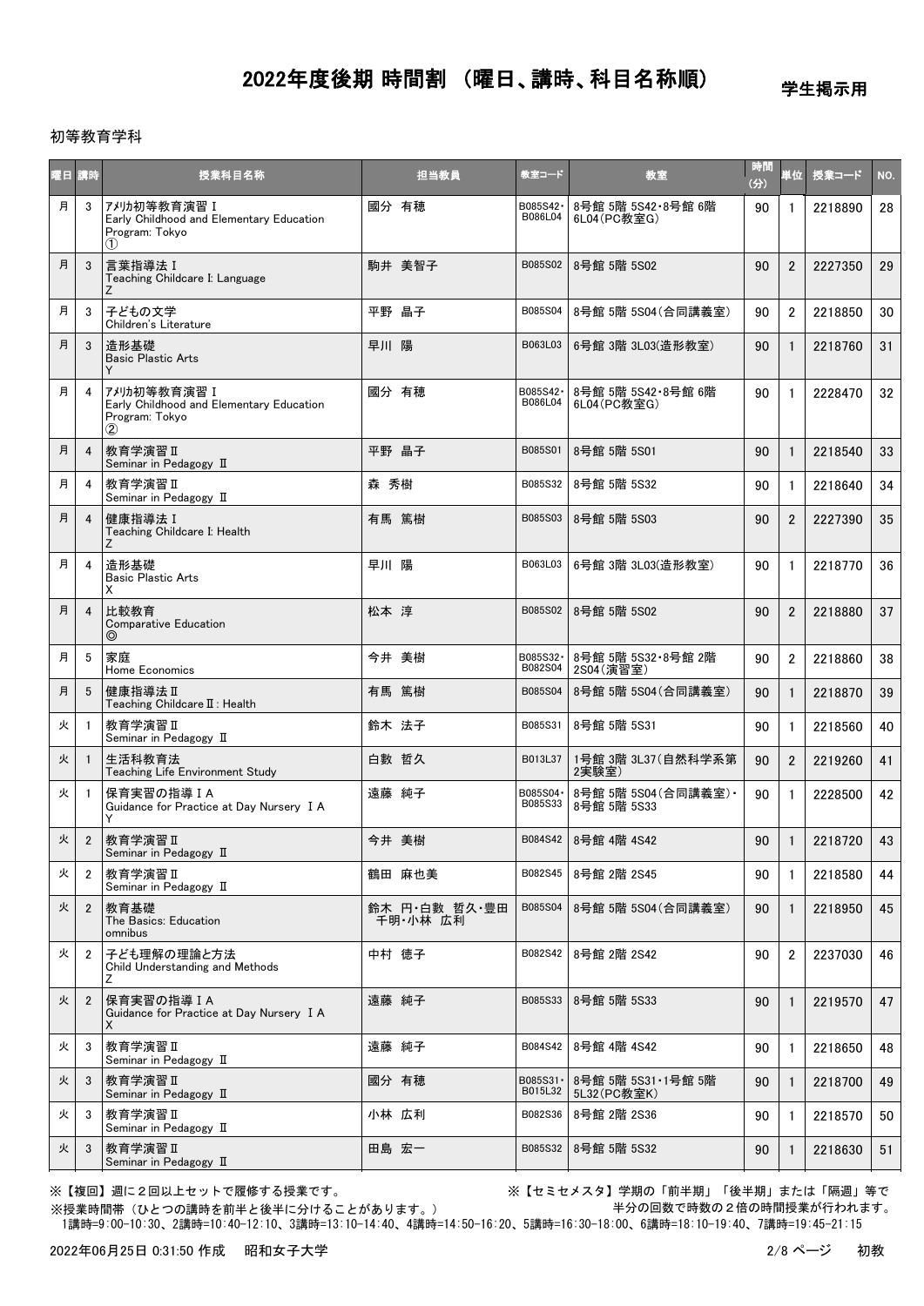# 2022年度後期 時間割 （曜日、講時、科目名称順）

学生掲示用

初等教育学科

| 曜日 | 講時 | 授業科目名称 | 担当教員 | 教室コード | 教室 | 時間(分) | 単位 | 授業コード | NO. |
|---|---|---|---|---|---|---|---|---|---|
| 月 | 3 | ｱﾒﾘｶ初等教育演習Ⅰ<br>Early Childhood and Elementary Education Program: Tokyo<br>① | 國分 有穂 | B085S42・B086L04 | 8号館 5階 5S42・8号館 6階 6L04(PC教室G) | 90 | 1 | 2218890 | 28 |
| 月 | 3 | 言葉指導法Ⅰ<br>Teaching Childcare I: Language<br>Z | 駒井 美智子 | B085S02 | 8号館 5階 5S02 | 90 | 2 | 2227350 | 29 |
| 月 | 3 | 子どもの文学<br>Children's Literature | 平野 晶子 | B085S04 | 8号館 5階 5S04(合同講義室) | 90 | 2 | 2218850 | 30 |
| 月 | 3 | 造形基礎<br>Basic Plastic Arts<br>Y | 早川 陽 | B063L03 | 6号館 3階 3L03(造形教室) | 90 | 1 | 2218760 | 31 |
| 月 | 4 | ｱﾒﾘｶ初等教育演習Ⅰ<br>Early Childhood and Elementary Education Program: Tokyo<br>② | 國分 有穂 | B085S42・B086L04 | 8号館 5階 5S42・8号館 6階 6L04(PC教室G) | 90 | 1 | 2228470 | 32 |
| 月 | 4 | 教育学演習Ⅱ<br>Seminar in Pedagogy Ⅱ | 平野 晶子 | B085S01 | 8号館 5階 5S01 | 90 | 1 | 2218540 | 33 |
| 月 | 4 | 教育学演習Ⅱ<br>Seminar in Pedagogy Ⅱ | 森 秀樹 | B085S32 | 8号館 5階 5S32 | 90 | 1 | 2218640 | 34 |
| 月 | 4 | 健康指導法Ⅰ<br>Teaching Childcare I: Health<br>Z | 有馬 篤樹 | B085S03 | 8号館 5階 5S03 | 90 | 2 | 2227390 | 35 |
| 月 | 4 | 造形基礎<br>Basic Plastic Arts<br>X | 早川 陽 | B063L03 | 6号館 3階 3L03(造形教室) | 90 | 1 | 2218770 | 36 |
| 月 | 4 | 比較教育<br>Comparative Education<br>◎ | 松本 淳 | B085S02 | 8号館 5階 5S02 | 90 | 2 | 2218880 | 37 |
| 月 | 5 | 家庭<br>Home Economics | 今井 美樹 | B085S32・B082S04 | 8号館 5階 5S32・8号館 2階 2S04(演習室) | 90 | 2 | 2218860 | 38 |
| 月 | 5 | 健康指導法Ⅱ<br>Teaching Childcare Ⅱ: Health | 有馬 篤樹 | B085S04 | 8号館 5階 5S04(合同講義室) | 90 | 1 | 2218870 | 39 |
| 火 | 1 | 教育学演習Ⅱ<br>Seminar in Pedagogy Ⅱ | 鈴木 法子 | B085S31 | 8号館 5階 5S31 | 90 | 1 | 2218560 | 40 |
| 火 | 1 | 生活科教育法<br>Teaching Life Environment Study | 白數 哲久 | B013L37 | 1号館 3階 3L37(自然科学系第2実験室) | 90 | 2 | 2219260 | 41 |
| 火 | 1 | 保育実習の指導ⅠA<br>Guidance for Practice at Day Nursery ⅠA<br>Y | 遠藤 純子 | B085S04・B085S33 | 8号館 5階 5S04(合同講義室)・8号館 5階 5S33 | 90 | 1 | 2228500 | 42 |
| 火 | 2 | 教育学演習Ⅱ<br>Seminar in Pedagogy Ⅱ | 今井 美樹 | B084S42 | 8号館 4階 4S42 | 90 | 1 | 2218720 | 43 |
| 火 | 2 | 教育学演習Ⅱ<br>Seminar in Pedagogy Ⅱ | 鶴田 麻也美 | B082S45 | 8号館 2階 2S45 | 90 | 1 | 2218580 | 44 |
| 火 | 2 | 教育基礎<br>The Basics: Education<br>omnibus | 鈴木 円・白數 哲久・豊田 千明・小林 広利 | B085S04 | 8号館 5階 5S04(合同講義室) | 90 | 1 | 2218950 | 45 |
| 火 | 2 | 子ども理解の理論と方法<br>Child Understanding and Methods<br>Z | 中村 徳子 | B082S42 | 8号館 2階 2S42 | 90 | 2 | 2237030 | 46 |
| 火 | 2 | 保育実習の指導ⅠA<br>Guidance for Practice at Day Nursery ⅠA<br>X | 遠藤 純子 | B085S33 | 8号館 5階 5S33 | 90 | 1 | 2219570 | 47 |
| 火 | 3 | 教育学演習Ⅱ<br>Seminar in Pedagogy Ⅱ | 遠藤 純子 | B084S42 | 8号館 4階 4S42 | 90 | 1 | 2218650 | 48 |
| 火 | 3 | 教育学演習Ⅱ<br>Seminar in Pedagogy Ⅱ | 國分 有穂 | B085S31・B015L32 | 8号館 5階 5S31・1号館 5階 5L32(PC教室K) | 90 | 1 | 2218700 | 49 |
| 火 | 3 | 教育学演習Ⅱ<br>Seminar in Pedagogy Ⅱ | 小林 広利 | B082S36 | 8号館 2階 2S36 | 90 | 1 | 2218570 | 50 |
| 火 | 3 | 教育学演習Ⅱ<br>Seminar in Pedagogy Ⅱ | 田島 宏一 | B085S32 | 8号館 5階 5S32 | 90 | 1 | 2218630 | 51 |

※【複回】週に２回以上セットで履修する授業です。

※【セミセメスタ】学期の「前半期」「後半期」または「隔週」等で半分の回数で時数の２倍の時間授業が行われます。

※授業時間帯（ひとつの講時を前半と後半に分けることがあります。）
1講時=9:00-10:30、2講時=10:40-12:10、3講時=13:10-14:40、4講時=14:50-16:20、5講時=16:30-18:00、6講時=18:10-19:40、7講時=19:45-21:15

2022年06月25日 0:31:50 作成　昭和女子大学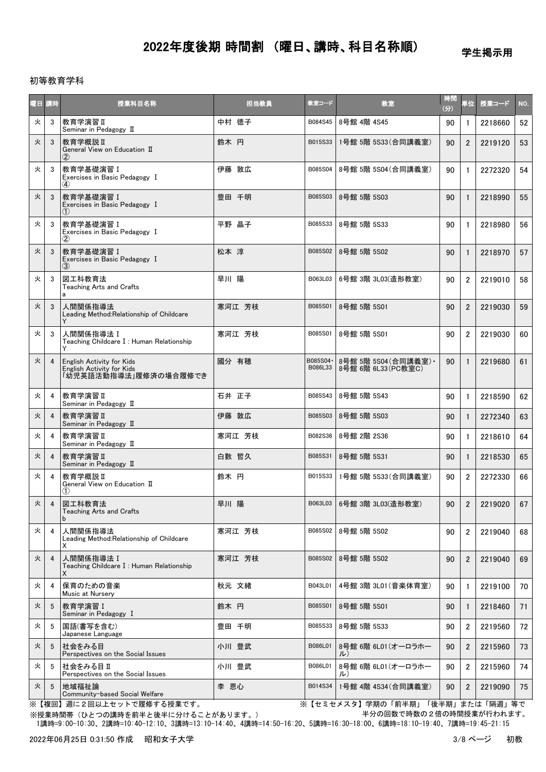# 2022年度後期 時間割 （曜日、講時、科目名称順）

学生掲示用

初等教育学科

| 曜日 | 講時 | 授業科目名称 | 担当教員 | 教室コード | 教室 | 時間(分) | 単位 | 授業コード | NO. |
|---|---|---|---|---|---|---|---|---|---|
| 火 | 3 | 教育学演習Ⅱ<br>Seminar in Pedagogy Ⅱ | 中村 徳子 | B084S45 | 8号館 4階 4S45 | 90 | 1 | 2218660 | 52 |
| 火 | 3 | 教育学概説Ⅱ<br>General View on Education Ⅱ<br>② | 鈴木 円 | B015S33 | 1号館 5階 5S33(合同講義室) | 90 | 2 | 2219120 | 53 |
| 火 | 3 | 教育学基礎演習Ⅰ<br>Exercises in Basic Pedagogy Ⅰ<br>④ | 伊藤 敦広 | B085S04 | 8号館 5階 5S04(合同講義室) | 90 | 1 | 2272320 | 54 |
| 火 | 3 | 教育学基礎演習Ⅰ<br>Exercises in Basic Pedagogy Ⅰ<br>① | 豊田 千明 | B085S03 | 8号館 5階 5S03 | 90 | 1 | 2218990 | 55 |
| 火 | 3 | 教育学基礎演習Ⅰ<br>Exercises in Basic Pedagogy Ⅰ<br>② | 平野 晶子 | B085S33 | 8号館 5階 5S33 | 90 | 1 | 2218980 | 56 |
| 火 | 3 | 教育学基礎演習Ⅰ<br>Exercises in Basic Pedagogy Ⅰ<br>③ | 松本 淳 | B085S02 | 8号館 5階 5S02 | 90 | 1 | 2218970 | 57 |
| 火 | 3 | 図工科教育法<br>Teaching Arts and Crafts<br>a | 早川 陽 | B063L03 | 6号館 3階 3L03(造形教室) | 90 | 2 | 2219010 | 58 |
| 火 | 3 | 人間関係指導法<br>Leading Method:Relationship of Childcare<br>Y | 寒河江 芳枝 | B085S01 | 8号館 5階 5S01 | 90 | 2 | 2219030 | 59 |
| 火 | 3 | 人間関係指導法Ⅰ<br>Teaching Childcare Ⅰ: Human Relationship<br>Y | 寒河江 芳枝 | B085S01 | 8号館 5階 5S01 | 90 | 2 | 2219030 | 60 |
| 火 | 4 | English Activity for Kids<br>English Activity for Kids<br>「幼児英語活動指導法」履修済の場合履修でき | 國分 有穂 | B085S04・B086L33 | 8号館 5階 5S04(合同講義室)・8号館 6階 6L33(PC教室C) | 90 | 1 | 2219680 | 61 |
| 火 | 4 | 教育学演習Ⅱ<br>Seminar in Pedagogy Ⅱ | 石井 正子 | B085S43 | 8号館 5階 5S43 | 90 | 1 | 2218590 | 62 |
| 火 | 4 | 教育学演習Ⅱ<br>Seminar in Pedagogy Ⅱ | 伊藤 敦広 | B085S03 | 8号館 5階 5S03 | 90 | 1 | 2272340 | 63 |
| 火 | 4 | 教育学演習Ⅱ<br>Seminar in Pedagogy Ⅱ | 寒河江 芳枝 | B082S36 | 8号館 2階 2S36 | 90 | 1 | 2218610 | 64 |
| 火 | 4 | 教育学演習Ⅱ<br>Seminar in Pedagogy Ⅱ | 白數 哲久 | B085S31 | 8号館 5階 5S31 | 90 | 1 | 2218530 | 65 |
| 火 | 4 | 教育学概説Ⅱ<br>General View on Education Ⅱ<br>① | 鈴木 円 | B015S33 | 1号館 5階 5S33(合同講義室) | 90 | 2 | 2272330 | 66 |
| 火 | 4 | 図工科教育法<br>Teaching Arts and Crafts<br>b | 早川 陽 | B063L03 | 6号館 3階 3L03(造形教室) | 90 | 2 | 2219020 | 67 |
| 火 | 4 | 人間関係指導法<br>Leading Method:Relationship of Childcare<br>X | 寒河江 芳枝 | B085S02 | 8号館 5階 5S02 | 90 | 2 | 2219040 | 68 |
| 火 | 4 | 人間関係指導法Ⅰ<br>Teaching Childcare Ⅰ: Human Relationship<br>X | 寒河江 芳枝 | B085S02 | 8号館 5階 5S02 | 90 | 2 | 2219040 | 69 |
| 火 | 4 | 保育のための音楽<br>Music at Nursery | 秋元 文緒 | B043L01 | 4号館 3階 3L01(音楽体育室) | 90 | 1 | 2219100 | 70 |
| 火 | 5 | 教育学演習Ⅰ<br>Seminar in Pedagogy Ⅰ | 鈴木 円 | B085S01 | 8号館 5階 5S01 | 90 | 1 | 2218460 | 71 |
| 火 | 5 | 国語(書写を含む)<br>Japanese Language | 豊田 千明 | B085S33 | 8号館 5階 5S33 | 90 | 2 | 2219560 | 72 |
| 火 | 5 | 社会をみる目<br>Perspectives on the Social Issues | 小川 豊武 | B086L01 | 8号館 6階 6L01(オーロラホール) | 90 | 2 | 2215960 | 73 |
| 火 | 5 | 社会をみる目<br>Perspectives on the Social Issues | 小川 豊武 | B086L01 | 8号館 6階 6L01(オーロラホール) | 90 | 2 | 2215960 | 74 |
| 火 | 5 | 地域福祉論<br>Community-based Social Welfare | 李 恩心 | B014S34 | 1号館 4階 4S34(合同講義室) | 90 | 2 | 2219090 | 75 |

※【複回】週に２回以上セットで履修する授業です。　※【セミセメスタ】学期の「前半期」「後半期」または「隔週」等で半分の回数で時数の２倍の時間授業が行われます。

※授業時間帯（ひとつの講時を前半と後半に分けることがあります。）

1講時=9:00-10:30、2講時=10:40-12:10、3講時=13:10-14:40、4講時=14:50-16:20、5講時=16:30-18:00、6講時=18:10-19:40、7講時=19:45-21:15

2022年06月25日 0:31:50 作成　昭和女子大学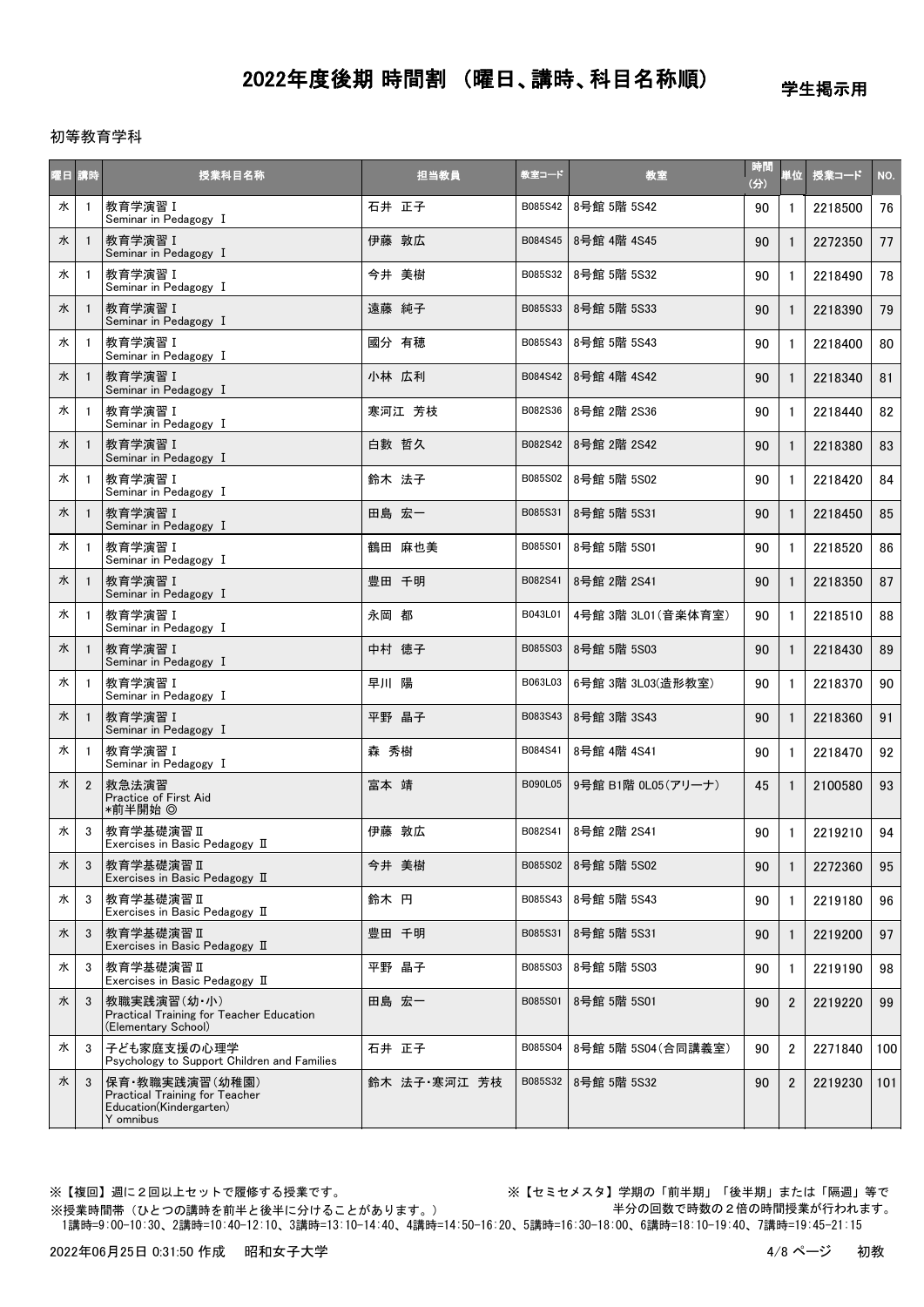# 2022年度後期 時間割 （曜日、講時、科目名称順）

学生掲示用

初等教育学科

| 曜日 | 講時 | 授業科目名称 | 担当教員 | 教室コード | 教室 | 時間(分) | 単位 | 授業コード | NO. |
|---|---|---|---|---|---|---|---|---|---|
| 水 | 1 | 教育学演習Ⅰ<br>Seminar in Pedagogy Ⅰ | 石井 正子 | B085S42 | 8号館 5階 5S42 | 90 | 1 | 2218500 | 76 |
| 水 | 1 | 教育学演習Ⅰ<br>Seminar in Pedagogy Ⅰ | 伊藤 敦広 | B084S45 | 8号館 4階 4S45 | 90 | 1 | 2272350 | 77 |
| 水 | 1 | 教育学演習Ⅰ<br>Seminar in Pedagogy Ⅰ | 今井 美樹 | B085S32 | 8号館 5階 5S32 | 90 | 1 | 2218490 | 78 |
| 水 | 1 | 教育学演習Ⅰ<br>Seminar in Pedagogy Ⅰ | 遠藤 純子 | B085S33 | 8号館 5階 5S33 | 90 | 1 | 2218390 | 79 |
| 水 | 1 | 教育学演習Ⅰ<br>Seminar in Pedagogy Ⅰ | 國分 有穂 | B085S43 | 8号館 5階 5S43 | 90 | 1 | 2218400 | 80 |
| 水 | 1 | 教育学演習Ⅰ<br>Seminar in Pedagogy Ⅰ | 小林 広利 | B084S42 | 8号館 4階 4S42 | 90 | 1 | 2218340 | 81 |
| 水 | 1 | 教育学演習Ⅰ<br>Seminar in Pedagogy Ⅰ | 寒河江 芳枝 | B082S36 | 8号館 2階 2S36 | 90 | 1 | 2218440 | 82 |
| 水 | 1 | 教育学演習Ⅰ<br>Seminar in Pedagogy Ⅰ | 白數 哲久 | B082S42 | 8号館 2階 2S42 | 90 | 1 | 2218380 | 83 |
| 水 | 1 | 教育学演習Ⅰ<br>Seminar in Pedagogy Ⅰ | 鈴木 法子 | B085S02 | 8号館 5階 5S02 | 90 | 1 | 2218420 | 84 |
| 水 | 1 | 教育学演習Ⅰ<br>Seminar in Pedagogy Ⅰ | 田島 宏一 | B085S31 | 8号館 5階 5S31 | 90 | 1 | 2218450 | 85 |
| 水 | 1 | 教育学演習Ⅰ<br>Seminar in Pedagogy Ⅰ | 鶴田 麻也美 | B085S01 | 8号館 5階 5S01 | 90 | 1 | 2218520 | 86 |
| 水 | 1 | 教育学演習Ⅰ<br>Seminar in Pedagogy Ⅰ | 豊田 千明 | B082S41 | 8号館 2階 2S41 | 90 | 1 | 2218350 | 87 |
| 水 | 1 | 教育学演習Ⅰ<br>Seminar in Pedagogy Ⅰ | 永岡 都 | B043L01 | 4号館 3階 3L01(音楽体育室) | 90 | 1 | 2218510 | 88 |
| 水 | 1 | 教育学演習Ⅰ<br>Seminar in Pedagogy Ⅰ | 中村 徳子 | B085S03 | 8号館 5階 5S03 | 90 | 1 | 2218430 | 89 |
| 水 | 1 | 教育学演習Ⅰ<br>Seminar in Pedagogy Ⅰ | 早川 陽 | B063L03 | 6号館 3階 3L03(造形教室) | 90 | 1 | 2218370 | 90 |
| 水 | 1 | 教育学演習Ⅰ<br>Seminar in Pedagogy Ⅰ | 平野 晶子 | B083S43 | 8号館 3階 3S43 | 90 | 1 | 2218360 | 91 |
| 水 | 1 | 教育学演習Ⅰ<br>Seminar in Pedagogy Ⅰ | 森 秀樹 | B084S41 | 8号館 4階 4S41 | 90 | 1 | 2218470 | 92 |
| 水 | 2 | 救急法演習<br>Practice of First Aid<br>*前半開始 ◎ | 富本 靖 | B090L05 | 9号館 B1階 0L05(アリーナ) | 45 | 1 | 2100580 | 93 |
| 水 | 3 | 教育学基礎演習Ⅱ<br>Exercises in Basic Pedagogy Ⅱ | 伊藤 敦広 | B082S41 | 8号館 2階 2S41 | 90 | 1 | 2219210 | 94 |
| 水 | 3 | 教育学基礎演習Ⅱ<br>Exercises in Basic Pedagogy Ⅱ | 今井 美樹 | B085S02 | 8号館 5階 5S02 | 90 | 1 | 2272360 | 95 |
| 水 | 3 | 教育学基礎演習Ⅱ<br>Exercises in Basic Pedagogy Ⅱ | 鈴木 円 | B085S43 | 8号館 5階 5S43 | 90 | 1 | 2219180 | 96 |
| 水 | 3 | 教育学基礎演習Ⅱ<br>Exercises in Basic Pedagogy Ⅱ | 豊田 千明 | B085S31 | 8号館 5階 5S31 | 90 | 1 | 2219200 | 97 |
| 水 | 3 | 教育学基礎演習Ⅱ<br>Exercises in Basic Pedagogy Ⅱ | 平野 晶子 | B085S03 | 8号館 5階 5S03 | 90 | 1 | 2219190 | 98 |
| 水 | 3 | 教職実践演習(幼・小)<br>Practical Training for Teacher Education (Elementary School) | 田島 宏一 | B085S01 | 8号館 5階 5S01 | 90 | 2 | 2219220 | 99 |
| 水 | 3 | 子ども家庭支援の心理学<br>Psychology to Support Children and Families | 石井 正子 | B085S04 | 8号館 5階 5S04(合同講義室) | 90 | 2 | 2271840 | 100 |
| 水 | 3 | 保育・教職実践演習(幼稚園)<br>Practical Training for Teacher Education(Kindergarten)<br>Y omnibus | 鈴木 法子・寒河江 芳枝 | B085S32 | 8号館 5階 5S32 | 90 | 2 | 2219230 | 101 |

※【複回】週に２回以上セットで履修する授業です。

※【セミセメスタ】学期の「前半期」「後半期」または「隔週」等で半分の回数で時数の２倍の時間授業が行われます。

※授業時間帯（ひとつの講時を前半と後半に分けることがあります。）
1講時=9:00-10:30、2講時=10:40-12:10、3講時=13:10-14:40、4講時=14:50-16:20、5講時=16:30-18:00、6講時=18:10-19:40、7講時=19:45-21:15

2022年06月25日 0:31:50 作成　昭和女子大学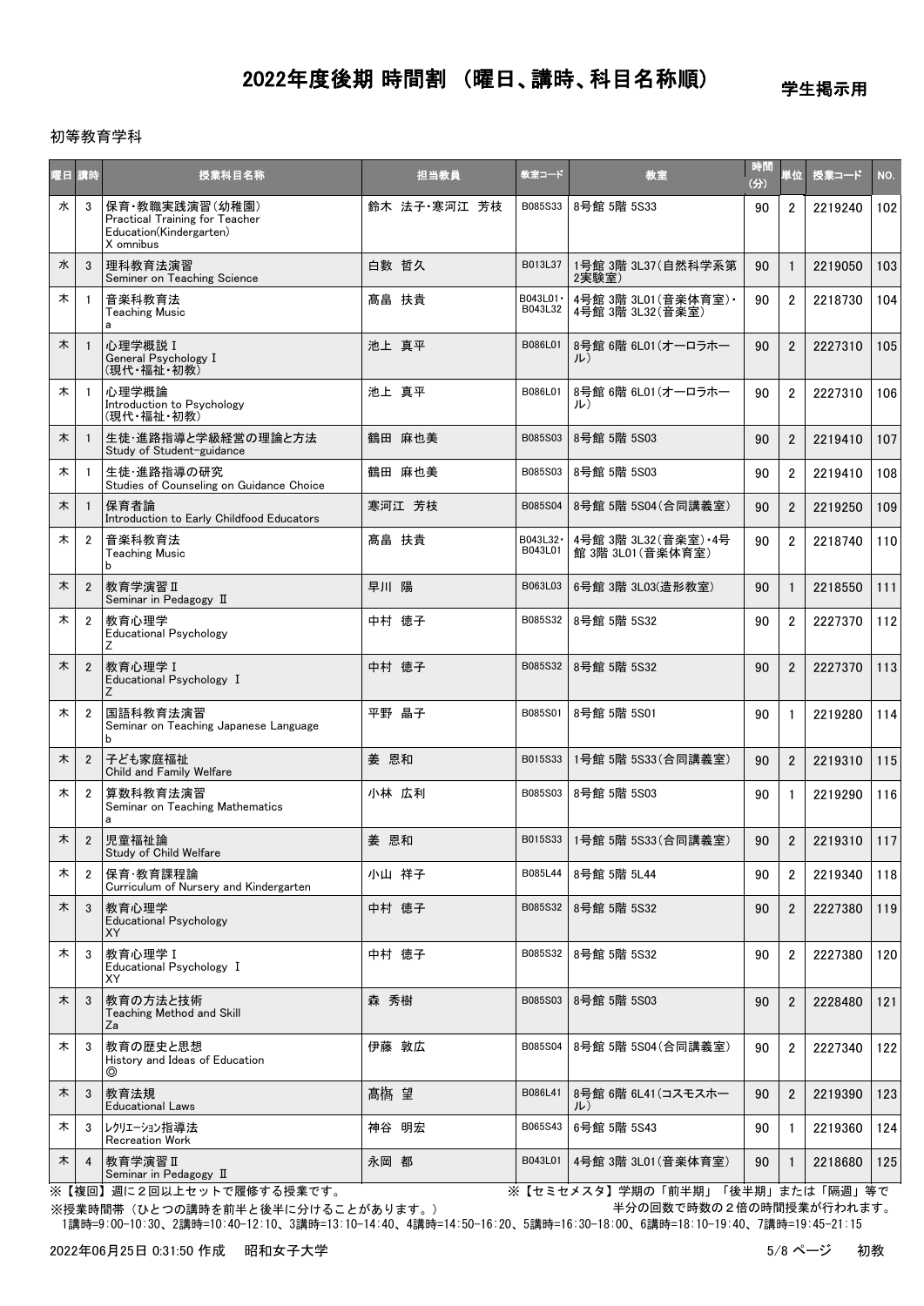# 2022年度後期 時間割 （曜日、講時、科目名称順）

学生掲示用

初等教育学科

| 曜日 | 講時 | 授業科目名称 | 担当教員 | 教室コード | 教室 | 時間(分) | 単位 | 授業コード | NO. |
|---|---|---|---|---|---|---|---|---|---|
| 水 | 3 | 保育・教職実践演習(幼稚園)<br>Practical Training for Teacher Education(Kindergarten)<br>X omnibus | 鈴木 法子・寒河江 芳枝 | B085S33 | 8号館 5階 5S33 | 90 | 2 | 2219240 | 102 |
| 水 | 3 | 理科教育法演習<br>Seminer on Teaching Science | 白數 哲久 | B013L37 | 1号館 3階 3L37(自然科学系第2実験室) | 90 | 1 | 2219050 | 103 |
| 木 | 1 | 音楽科教育法<br>Teaching Music<br>a | 髙畠 扶貴 | B043L01・B043L32 | 4号館 3階 3L01(音楽体育室)・4号館 3階 3L32(音楽室) | 90 | 2 | 2218730 | 104 |
| 木 | 1 | 心理学概説Ⅰ<br>General Psychology Ⅰ<br>(現代・福祉・初教) | 池上 真平 | B086L01 | 8号館 6階 6L01(オーロラホール) | 90 | 2 | 2227310 | 105 |
| 木 | 1 | 心理学概論<br>Introduction to Psychology<br>(現代・福祉・初教) | 池上 真平 | B086L01 | 8号館 6階 6L01(オーロラホール) | 90 | 2 | 2227310 | 106 |
| 木 | 1 | 生徒・進路指導と学級経営の理論と方法<br>Study of Student-guidance | 鶴田 麻也美 | B085S03 | 8号館 5階 5S03 | 90 | 2 | 2219410 | 107 |
| 木 | 1 | 生徒・進路指導の研究<br>Studies of Counseling on Guidance Choice | 鶴田 麻也美 | B085S03 | 8号館 5階 5S03 | 90 | 2 | 2219410 | 108 |
| 木 | 1 | 保育者論<br>Introduction to Early Childfood Educators | 寒河江 芳枝 | B085S04 | 8号館 5階 5S04(合同講義室) | 90 | 2 | 2219250 | 109 |
| 木 | 2 | 音楽科教育法<br>Teaching Music<br>b | 髙畠 扶貴 | B043L32・B043L01 | 4号館 3階 3L32(音楽室)・4号館 3階 3L01(音楽体育室) | 90 | 2 | 2218740 | 110 |
| 木 | 2 | 教育学演習Ⅱ<br>Seminar in Pedagogy Ⅱ | 早川 陽 | B063L03 | 6号館 3階 3L03(造形教室) | 90 | 1 | 2218550 | 111 |
| 木 | 2 | 教育心理学<br>Educational Psychology<br>Z | 中村 徳子 | B085S32 | 8号館 5階 5S32 | 90 | 2 | 2227370 | 112 |
| 木 | 2 | 教育心理学Ⅰ<br>Educational Psychology Ⅰ<br>Z | 中村 徳子 | B085S32 | 8号館 5階 5S32 | 90 | 2 | 2227370 | 113 |
| 木 | 2 | 国語科教育法演習<br>Seminar on Teaching Japanese Language<br>b | 平野 晶子 | B085S01 | 8号館 5階 5S01 | 90 | 1 | 2219280 | 114 |
| 木 | 2 | 子ども家庭福祉<br>Child and Family Welfare | 姜 恩和 | B015S33 | 1号館 5階 5S33(合同講義室) | 90 | 2 | 2219310 | 115 |
| 木 | 2 | 算数科教育法演習<br>Seminar on Teaching Mathematics<br>a | 小林 広利 | B085S03 | 8号館 5階 5S03 | 90 | 1 | 2219290 | 116 |
| 木 | 2 | 児童福祉論<br>Study of Child Welfare | 姜 恩和 | B015S33 | 1号館 5階 5S33(合同講義室) | 90 | 2 | 2219310 | 117 |
| 木 | 2 | 保育・教育課程論<br>Curriculum of Nursery and Kindergarten | 小山 祥子 | B085L44 | 8号館 5階 5L44 | 90 | 2 | 2219340 | 118 |
| 木 | 3 | 教育心理学<br>Educational Psychology<br>XY | 中村 徳子 | B085S32 | 8号館 5階 5S32 | 90 | 2 | 2227380 | 119 |
| 木 | 3 | 教育心理学Ⅰ<br>Educational Psychology Ⅰ<br>XY | 中村 徳子 | B085S32 | 8号館 5階 5S32 | 90 | 2 | 2227380 | 120 |
| 木 | 3 | 教育の方法と技術<br>Teaching Method and Skill<br>Za | 森 秀樹 | B085S03 | 8号館 5階 5S03 | 90 | 2 | 2228480 | 121 |
| 木 | 3 | 教育の歴史と思想<br>History and Ideas of Education<br>◎ | 伊藤 敦広 | B085S04 | 8号館 5階 5S04(合同講義室) | 90 | 2 | 2227340 | 122 |
| 木 | 3 | 教育法規<br>Educational Laws | 髙橋 望 | B086L41 | 8号館 6階 6L41(コスモスホール) | 90 | 2 | 2219390 | 123 |
| 木 | 3 | ﾚｸﾘｴｰｼｮﾝ指導法<br>Recreation Work | 神谷 明宏 | B065S43 | 6号館 5階 5S43 | 90 | 1 | 2219360 | 124 |
| 木 | 4 | 教育学演習Ⅱ<br>Seminar in Pedagogy Ⅱ | 永岡 都 | B043L01 | 4号館 3階 3L01(音楽体育室) | 90 | 1 | 2218680 | 125 |

※【複回】週に２回以上セットで履修する授業です。

※【セミセメスタ】学期の「前半期」「後半期」または「隔週」等で半分の回数で時数の２倍の時間授業が行われます。

※授業時間帯（ひとつの講時を前半と後半に分けることがあります。）

1講時=9:00-10:30、2講時=10:40-12:10、3講時=13:10-14:40、4講時=14:50-16:20、5講時=16:30-18:00、6講時=18:10-19:40、7講時=19:45-21:15

2022年06月25日 0:31:50 作成　昭和女子大学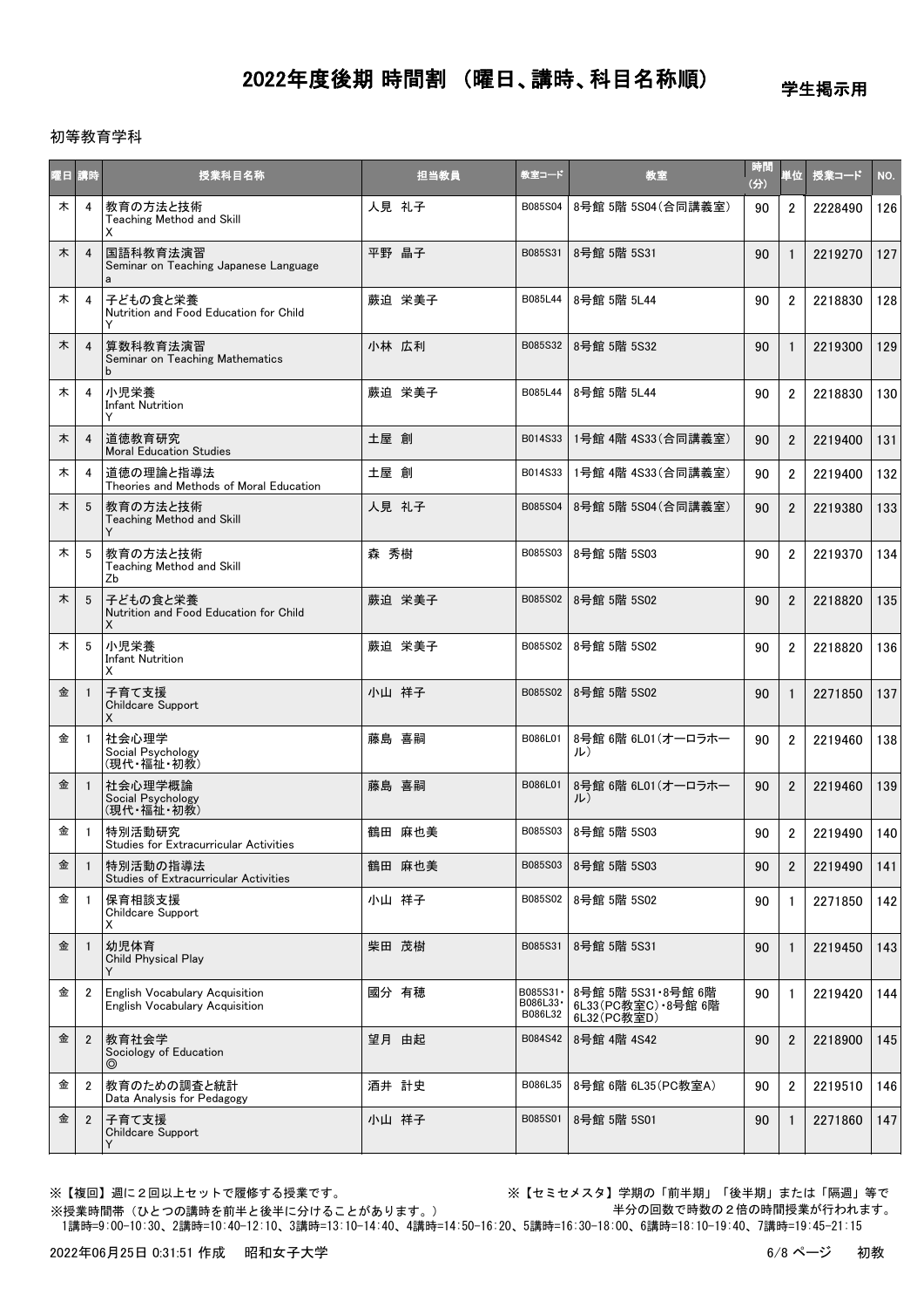# 2022年度後期 時間割 （曜日、講時、科目名称順）

学生掲示用

初等教育学科

| 曜日 | 講時 | 授業科目名称 | 担当教員 | 教室コード | 教室 | 時間(分) | 単位 | 授業コード | NO. |
|---|---|---|---|---|---|---|---|---|---|
| 木 | 4 | 教育の方法と技術<br>Teaching Method and Skill<br>X | 人見 礼子 | B085S04 | 8号館 5階 5S04(合同講義室) | 90 | 2 | 2228490 | 126 |
| 木 | 4 | 国語科教育法演習<br>Seminar on Teaching Japanese Language<br>a | 平野 晶子 | B085S31 | 8号館 5階 5S31 | 90 | 1 | 2219270 | 127 |
| 木 | 4 | 子どもの食と栄養<br>Nutrition and Food Education for Child<br>Y | 薮迫 栄美子 | B085L44 | 8号館 5階 5L44 | 90 | 2 | 2218830 | 128 |
| 木 | 4 | 算数科教育法演習<br>Seminar on Teaching Mathematics<br>b | 小林 広利 | B085S32 | 8号館 5階 5S32 | 90 | 1 | 2219300 | 129 |
| 木 | 4 | 小児栄養<br>Infant Nutrition<br>Y | 薮迫 栄美子 | B085L44 | 8号館 5階 5L44 | 90 | 2 | 2218830 | 130 |
| 木 | 4 | 道徳教育研究<br>Moral Education Studies | 土屋 創 | B014S33 | 1号館 4階 4S33(合同講義室) | 90 | 2 | 2219400 | 131 |
| 木 | 4 | 道徳の理論と指導法<br>Theories and Methods of Moral Education | 土屋 創 | B014S33 | 1号館 4階 4S33(合同講義室) | 90 | 2 | 2219400 | 132 |
| 木 | 5 | 教育の方法と技術<br>Teaching Method and Skill<br>Y | 人見 礼子 | B085S04 | 8号館 5階 5S04(合同講義室) | 90 | 2 | 2219380 | 133 |
| 木 | 5 | 教育の方法と技術<br>Teaching Method and Skill<br>Zb | 森 秀樹 | B085S03 | 8号館 5階 5S03 | 90 | 2 | 2219370 | 134 |
| 木 | 5 | 子どもの食と栄養<br>Nutrition and Food Education for Child<br>X | 薮迫 栄美子 | B085S02 | 8号館 5階 5S02 | 90 | 2 | 2218820 | 135 |
| 木 | 5 | 小児栄養<br>Infant Nutrition<br>X | 薮迫 栄美子 | B085S02 | 8号館 5階 5S02 | 90 | 2 | 2218820 | 136 |
| 金 | 1 | 子育て支援<br>Childcare Support<br>X | 小山 祥子 | B085S02 | 8号館 5階 5S02 | 90 | 1 | 2271850 | 137 |
| 金 | 1 | 社会心理学<br>Social Psychology<br>(現代・福祉・初教) | 藤島 喜嗣 | B086L01 | 8号館 6階 6L01(オーロラホール) | 90 | 2 | 2219460 | 138 |
| 金 | 1 | 社会心理学概論<br>Social Psychology<br>(現代・福祉・初教) | 藤島 喜嗣 | B086L01 | 8号館 6階 6L01(オーロラホール) | 90 | 2 | 2219460 | 139 |
| 金 | 1 | 特別活動研究<br>Studies for Extracurricular Activities | 鶴田 麻也美 | B085S03 | 8号館 5階 5S03 | 90 | 2 | 2219490 | 140 |
| 金 | 1 | 特別活動の指導法<br>Studies of Extracurricular Activities | 鶴田 麻也美 | B085S03 | 8号館 5階 5S03 | 90 | 2 | 2219490 | 141 |
| 金 | 1 | 保育相談支援<br>Childcare Support<br>X | 小山 祥子 | B085S02 | 8号館 5階 5S02 | 90 | 1 | 2271850 | 142 |
| 金 | 1 | 幼児体育<br>Child Physical Play<br>Y | 柴田 茂樹 | B085S31 | 8号館 5階 5S31 | 90 | 1 | 2219450 | 143 |
| 金 | 2 | English Vocabulary Acquisition<br>English Vocabulary Acquisition | 國分 有穂 | B085S31・B086L33・B086L32 | 8号館 5階 5S31・8号館 6階 6L33(PC教室C)・8号館 6階 6L32(PC教室D) | 90 | 1 | 2219420 | 144 |
| 金 | 2 | 教育社会学<br>Sociology of Education<br>◎ | 望月 由起 | B084S42 | 8号館 4階 4S42 | 90 | 2 | 2218900 | 145 |
| 金 | 2 | 教育のための調査と統計<br>Data Analysis for Pedagogy | 酒井 計史 | B086L35 | 8号館 6階 6L35(PC教室A) | 90 | 2 | 2219510 | 146 |
| 金 | 2 | 子育て支援<br>Childcare Support<br>Y | 小山 祥子 | B085S01 | 8号館 5階 5S01 | 90 | 1 | 2271860 | 147 |

※【複回】週に２回以上セットで履修する授業です。

※【セミセメスタ】学期の「前半期」「後半期」または「隔週」等で半分の回数で時数の２倍の時間授業が行われます。

※授業時間帯（ひとつの講時を前半と後半に分けることがあります。）
1講時=9:00-10:30、2講時=10:40-12:10、3講時=13:10-14:40、4講時=14:50-16:20、5講時=16:30-18:00、6講時=18:10-19:40、7講時=19:45-21:15

2022年06月25日 0:31:51 作成　昭和女子大学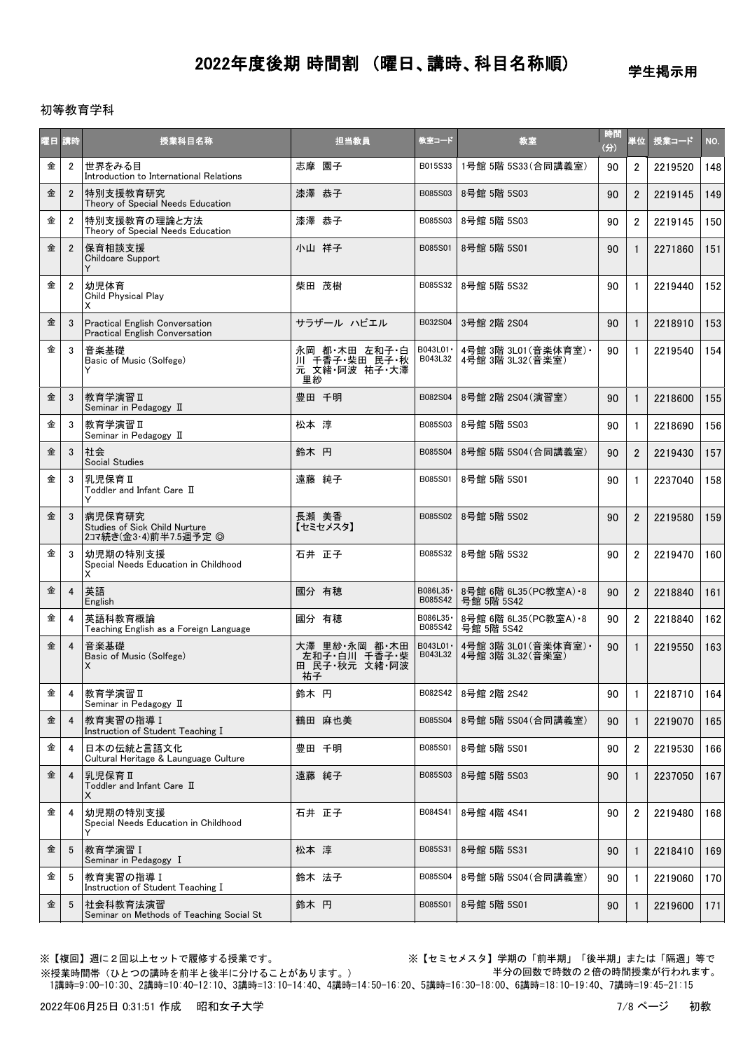# 2022年度後期 時間割 （曜日、講時、科目名称順）

学生掲示用

初等教育学科

| 曜日 | 講時 | 授業科目名称 | 担当教員 | 教室コード | 教室 | 時間(分) | 単位 | 授業コード | NO. |
|---|---|---|---|---|---|---|---|---|---|
| 金 | 2 | 世界をみる目<br>Introduction to International Relations | 志摩 園子 | B015S33 | 1号館 5階 5S33(合同講義室) | 90 | 2 | 2219520 | 148 |
| 金 | 2 | 特別支援教育研究<br>Theory of Special Needs Education | 漆澤 恭子 | B085S03 | 8号館 5階 5S03 | 90 | 2 | 2219145 | 149 |
| 金 | 2 | 特別支援教育の理論と方法<br>Theory of Special Needs Education | 漆澤 恭子 | B085S03 | 8号館 5階 5S03 | 90 | 2 | 2219145 | 150 |
| 金 | 2 | 保育相談支援<br>Childcare Support<br>Y | 小山 祥子 | B085S01 | 8号館 5階 5S01 | 90 | 1 | 2271860 | 151 |
| 金 | 2 | 幼児体育<br>Child Physical Play<br>X | 柴田 茂樹 | B085S32 | 8号館 5階 5S32 | 90 | 1 | 2219440 | 152 |
| 金 | 3 | Practical English Conversation<br>Practical English Conversation | サラザール ハビエル | B032S04 | 3号館 2階 2S04 | 90 | 1 | 2218910 | 153 |
| 金 | 3 | 音楽基礎<br>Basic of Music (Solfege)<br>Y | 永岡 都・木田 左和子・白川 千香子・柴田 民子・秋元 文緒・阿波 祐子・大澤 里紗 | B043L01・B043L32 | 4号館 3階 3L01(音楽体育室)・4号館 3階 3L32(音楽室) | 90 | 1 | 2219540 | 154 |
| 金 | 3 | 教育学演習Ⅱ<br>Seminar in Pedagogy Ⅱ | 豊田 千明 | B082S04 | 8号館 2階 2S04(演習室) | 90 | 1 | 2218600 | 155 |
| 金 | 3 | 教育学演習Ⅱ<br>Seminar in Pedagogy Ⅱ | 松本 淳 | B085S03 | 8号館 5階 5S03 | 90 | 1 | 2218690 | 156 |
| 金 | 3 | 社会<br>Social Studies | 鈴木 円 | B085S04 | 8号館 5階 5S04(合同講義室) | 90 | 2 | 2219430 | 157 |
| 金 | 3 | 乳児保育Ⅱ<br>Toddler and Infant Care Ⅱ<br>Y | 遠藤 純子 | B085S01 | 8号館 5階 5S01 | 90 | 1 | 2237040 | 158 |
| 金 | 3 | 病児保育研究<br>Studies of Sick Child Nurture<br>2コマ続き(金3・4)前半7.5週予定 ◎ | 長瀬 美香<br>【セミセメスタ】 | B085S02 | 8号館 5階 5S02 | 90 | 2 | 2219580 | 159 |
| 金 | 3 | 幼児期の特別支援<br>Special Needs Education in Childhood<br>X | 石井 正子 | B085S32 | 8号館 5階 5S32 | 90 | 2 | 2219470 | 160 |
| 金 | 4 | 英語<br>English | 國分 有穂 | B086L35・B085S42 | 8号館 6階 6L35(PC教室A)・8号館 5階 5S42 | 90 | 2 | 2218840 | 161 |
| 金 | 4 | 英語科教育概論<br>Teaching English as a Foreign Language | 國分 有穂 | B086L35・B085S42 | 8号館 6階 6L35(PC教室A)・8号館 5階 5S42 | 90 | 2 | 2218840 | 162 |
| 金 | 4 | 音楽基礎<br>Basic of Music (Solfege)<br>X | 大澤 里紗・永岡 都・木田 左和子・白川 千香子・柴田 民子・秋元 文緒・阿波 祐子 | B043L01・B043L32 | 4号館 3階 3L01(音楽体育室)・4号館 3階 3L32(音楽室) | 90 | 1 | 2219550 | 163 |
| 金 | 4 | 教育学演習Ⅱ<br>Seminar in Pedagogy Ⅱ | 鈴木 円 | B082S42 | 8号館 2階 2S42 | 90 | 1 | 2218710 | 164 |
| 金 | 4 | 教育実習の指導Ⅰ<br>Instruction of Student Teaching Ⅰ | 鶴田 麻也美 | B085S04 | 8号館 5階 5S04(合同講義室) | 90 | 1 | 2219070 | 165 |
| 金 | 4 | 日本の伝統と言語文化<br>Cultural Heritage & Launguage Culture | 豊田 千明 | B085S01 | 8号館 5階 5S01 | 90 | 2 | 2219530 | 166 |
| 金 | 4 | 乳児保育Ⅱ<br>Toddler and Infant Care Ⅱ<br>X | 遠藤 純子 | B085S03 | 8号館 5階 5S03 | 90 | 1 | 2237050 | 167 |
| 金 | 4 | 幼児期の特別支援<br>Special Needs Education in Childhood<br>Y | 石井 正子 | B084S41 | 8号館 4階 4S41 | 90 | 2 | 2219480 | 168 |
| 金 | 5 | 教育学演習Ⅰ<br>Seminar in Pedagogy Ⅰ | 松本 淳 | B085S31 | 8号館 5階 5S31 | 90 | 1 | 2218410 | 169 |
| 金 | 5 | 教育実習の指導Ⅰ<br>Instruction of Student Teaching Ⅰ | 鈴木 法子 | B085S04 | 8号館 5階 5S04(合同講義室) | 90 | 1 | 2219060 | 170 |
| 金 | 5 | 社会科教育法演習<br>Seminar on Methods of Teaching Social St | 鈴木 円 | B085S01 | 8号館 5階 5S01 | 90 | 1 | 2219600 | 171 |

※【複回】週に２回以上セットで履修する授業です。

※【セミセメスタ】学期の「前半期」「後半期」または「隔週」等で半分の回数で時数の２倍の時間授業が行われます。

※授業時間帯（ひとつの講時を前半と後半に分けることがあります。）

1講時=9:00-10:30、2講時=10:40-12:10、3講時=13:10-14:40、4講時=14:50-16:20、5講時=16:30-18:00、6講時=18:10-19:40、7講時=19:45-21:15

2022年06月25日 0:31:51 作成　昭和女子大学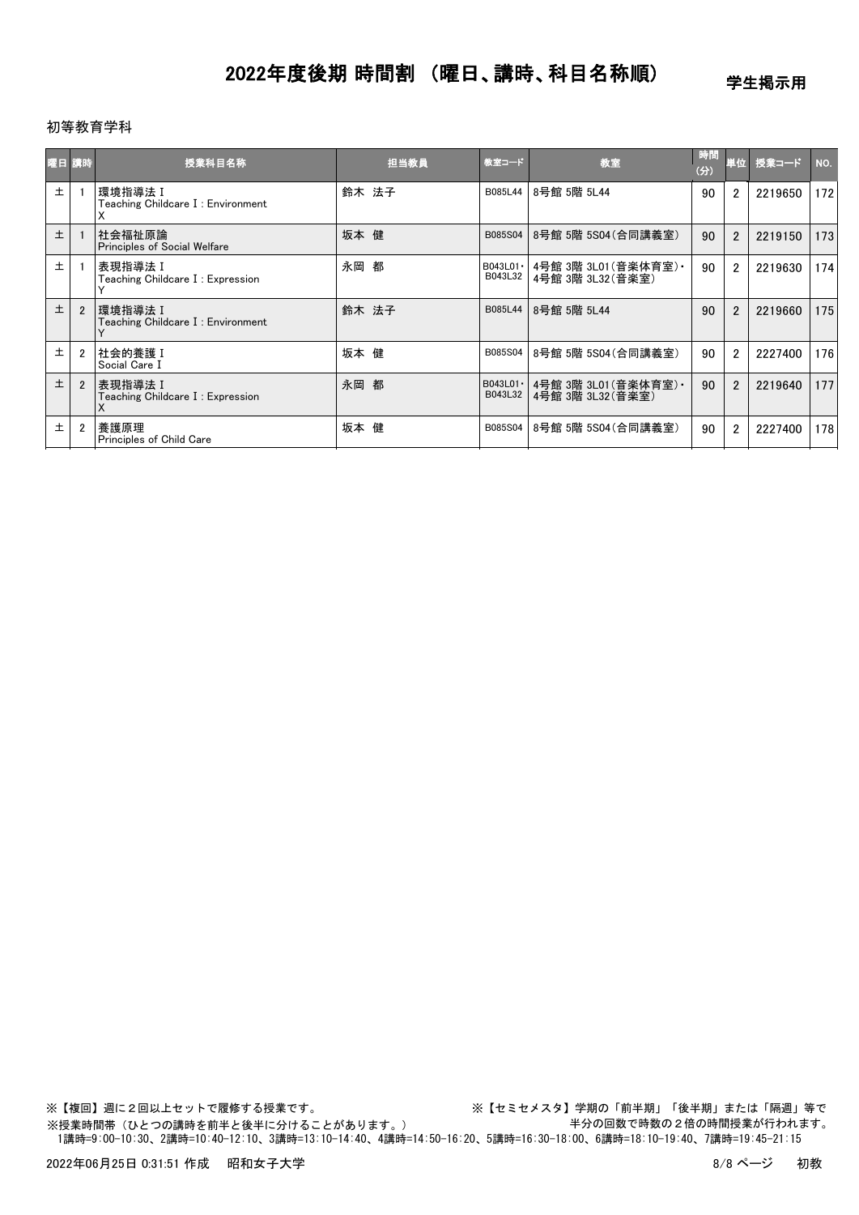# 2022年度後期 時間割 （曜日、講時、科目名称順）

学生掲示用

初等教育学科

| 曜日 | 講時 | 授業科目名称 | 担当教員 | 教室コード | 教室 | 時間(分) | 単位 | 授業コード | NO. |
|---|---|---|---|---|---|---|---|---|---|
| 土 | 1 | 環境指導法Ⅰ Teaching ChildcareⅠ: Environment X | 鈴木 法子 | B085L44 | 8号館 5階 5L44 | 90 | 2 | 2219650 | 172 |
| 土 | 1 | 社会福祉原論 Principles of Social Welfare | 坂本 健 | B085S04 | 8号館 5階 5S04(合同講義室) | 90 | 2 | 2219150 | 173 |
| 土 | 1 | 表現指導法Ⅰ Teaching ChildcareⅠ: Expression Y | 永岡 都 | B043L01・B043L32 | 4号館 3階 3L01(音楽体育室)・4号館 3階 3L32(音楽室) | 90 | 2 | 2219630 | 174 |
| 土 | 2 | 環境指導法Ⅰ Teaching ChildcareⅠ: Environment Y | 鈴木 法子 | B085L44 | 8号館 5階 5L44 | 90 | 2 | 2219660 | 175 |
| 土 | 2 | 社会的養護Ⅰ Social Care Ⅰ | 坂本 健 | B085S04 | 8号館 5階 5S04(合同講義室) | 90 | 2 | 2227400 | 176 |
| 土 | 2 | 表現指導法Ⅰ Teaching ChildcareⅠ: Expression X | 永岡 都 | B043L01・B043L32 | 4号館 3階 3L01(音楽体育室)・4号館 3階 3L32(音楽室) | 90 | 2 | 2219640 | 177 |
| 土 | 2 | 養護原理 Principles of Child Care | 坂本 健 | B085S04 | 8号館 5階 5S04(合同講義室) | 90 | 2 | 2227400 | 178 |

※【複回】週に２回以上セットで履修する授業です。

※【セミセメスタ】学期の「前半期」「後半期」または「隔週」等で半分の回数で時数の２倍の時間授業が行われます。

※授業時間帯（ひとつの講時を前半と後半に分けることがあります。）
1講時=9:00-10:30、2講時=10:40-12:10、3講時=13:10-14:40、4講時=14:50-16:20、5講時=16:30-18:00、6講時=18:10-19:40、7講時=19:45-21:15

2022年06月25日 0:31:51 作成　昭和女子大学　　初教